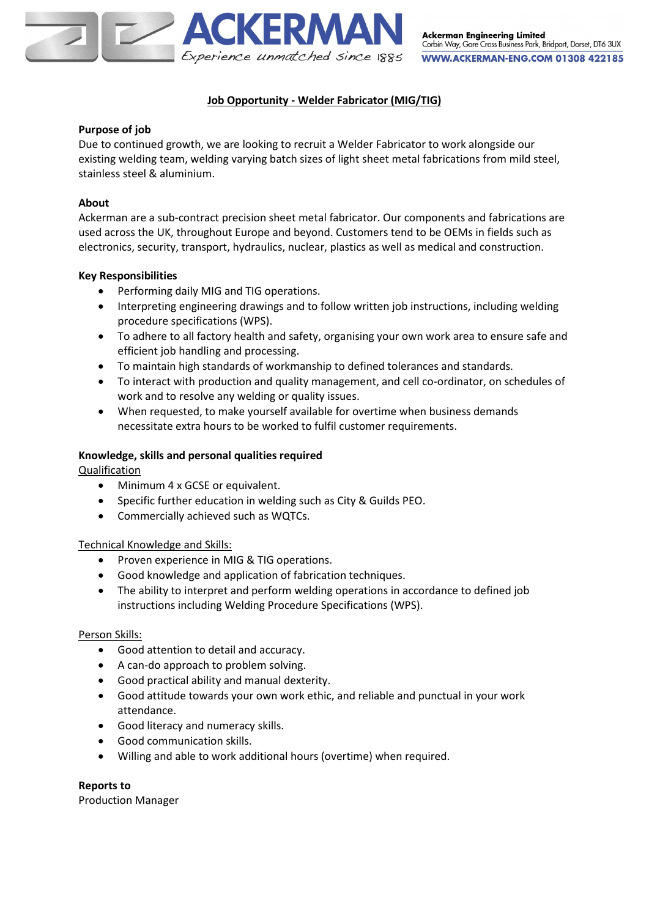ACKERMAN
Experience unmatched since 1885

**Ackerman Engineering Limited**
Corbin Way, Gore Cross Business Park, Bridport, Dorset, DT6 3UX
**WWW.ACKERMAN-ENG.COM 01308 422185**

# Job Opportunity - Welder Fabricator (MIG/TIG)

**Purpose of job**

Due to continued growth, we are looking to recruit a Welder Fabricator to work alongside our existing welding team, welding varying batch sizes of light sheet metal fabrications from mild steel, stainless steel & aluminium.

**About**

Ackerman are a sub-contract precision sheet metal fabricator. Our components and fabrications are used across the UK, throughout Europe and beyond. Customers tend to be OEMs in fields such as electronics, security, transport, hydraulics, nuclear, plastics as well as medical and construction.

**Key Responsibilities**

- Performing daily MIG and TIG operations.
- Interpreting engineering drawings and to follow written job instructions, including welding procedure specifications (WPS).
- To adhere to all factory health and safety, organising your own work area to ensure safe and efficient job handling and processing.
- To maintain high standards of workmanship to defined tolerances and standards.
- To interact with production and quality management, and cell co-ordinator, on schedules of work and to resolve any welding or quality issues.
- When requested, to make yourself available for overtime when business demands necessitate extra hours to be worked to fulfil customer requirements.

**Knowledge, skills and personal qualities required**

Qualification

- Minimum 4 x GCSE or equivalent.
- Specific further education in welding such as City & Guilds PEO.
- Commercially achieved such as WQTCs.

Technical Knowledge and Skills:

- Proven experience in MIG & TIG operations.
- Good knowledge and application of fabrication techniques.
- The ability to interpret and perform welding operations in accordance to defined job instructions including Welding Procedure Specifications (WPS).

Person Skills:

- Good attention to detail and accuracy.
- A can-do approach to problem solving.
- Good practical ability and manual dexterity.
- Good attitude towards your own work ethic, and reliable and punctual in your work attendance.
- Good literacy and numeracy skills.
- Good communication skills.
- Willing and able to work additional hours (overtime) when required.

**Reports to**

Production Manager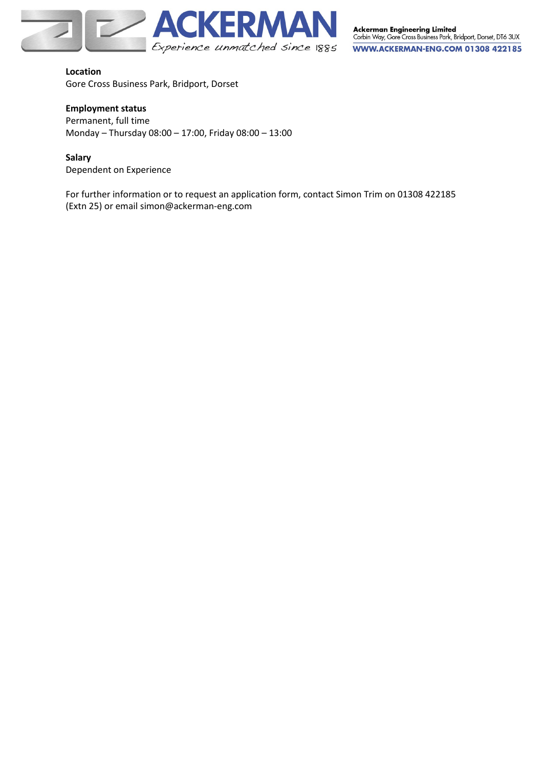**Location**
Gore Cross Business Park, Bridport, Dorset

**Employment status**
Permanent, full time
Monday – Thursday 08:00 – 17:00, Friday 08:00 – 13:00

**Salary**
Dependent on Experience

For further information or to request an application form, contact Simon Trim on 01308 422185 (Extn 25) or email simon@ackerman-eng.com